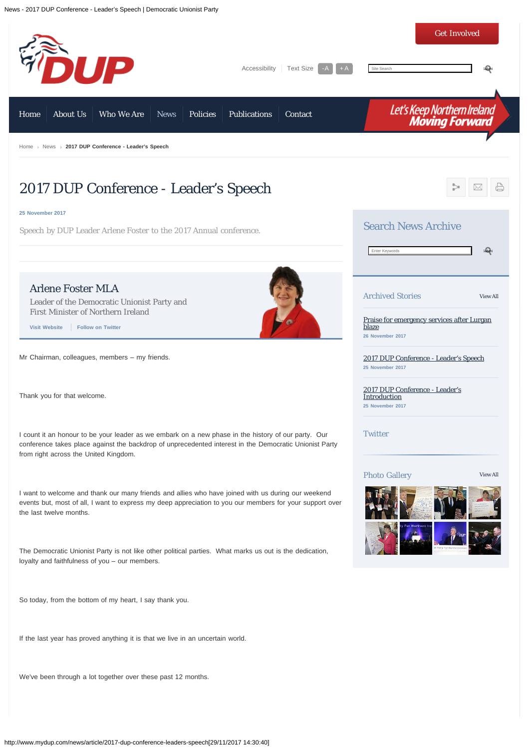Home | About Us | Who We Are | News | Policies | Publications | Contact

Home › News › 2017 DUP Conference - Leader's Speech

# 2017 DUP Conference - Leader's Speech

25 November 2017

Speech by DUP Leader Arlene Foster to the 2017 Annual conference.

## Arlene Foster MLA

Leader of the Democratic Unionist Party and First Minister of Northern Ireland

Visit Website | Follow on Twitter

Mr Chairman, colleagues, members – my friends.

Thank you for that welcome.

I count it an honour to be your leader as we embark on a new phase in the history of our party. Our conference takes place against the backdrop of unprecedented interest in the Democratic Unionist Party from right across the United Kingdom.

I want to welcome and thank our many friends and allies who have joined with us during our weekend events but, most of all, I want to express my deep appreciation to you our members for your support over the last twelve months.

The Democratic Unionist Party is not like other political parties. What marks us out is the dedication, loyalty and faithfulness of you – our members.

So today, from the bottom of my heart, I say thank you.

If the last year has proved anything it is that we live in an uncertain world.

We've been through a lot together over these past 12 months.

## Search News Archive

## Archived Stories

View All

Praise for emergency services after Lurgan blaze
26 November 2017

2017 DUP Conference - Leader's Speech
25 November 2017

2017 DUP Conference - Leader's Introduction
25 November 2017

## Twitter

## Photo Gallery

View All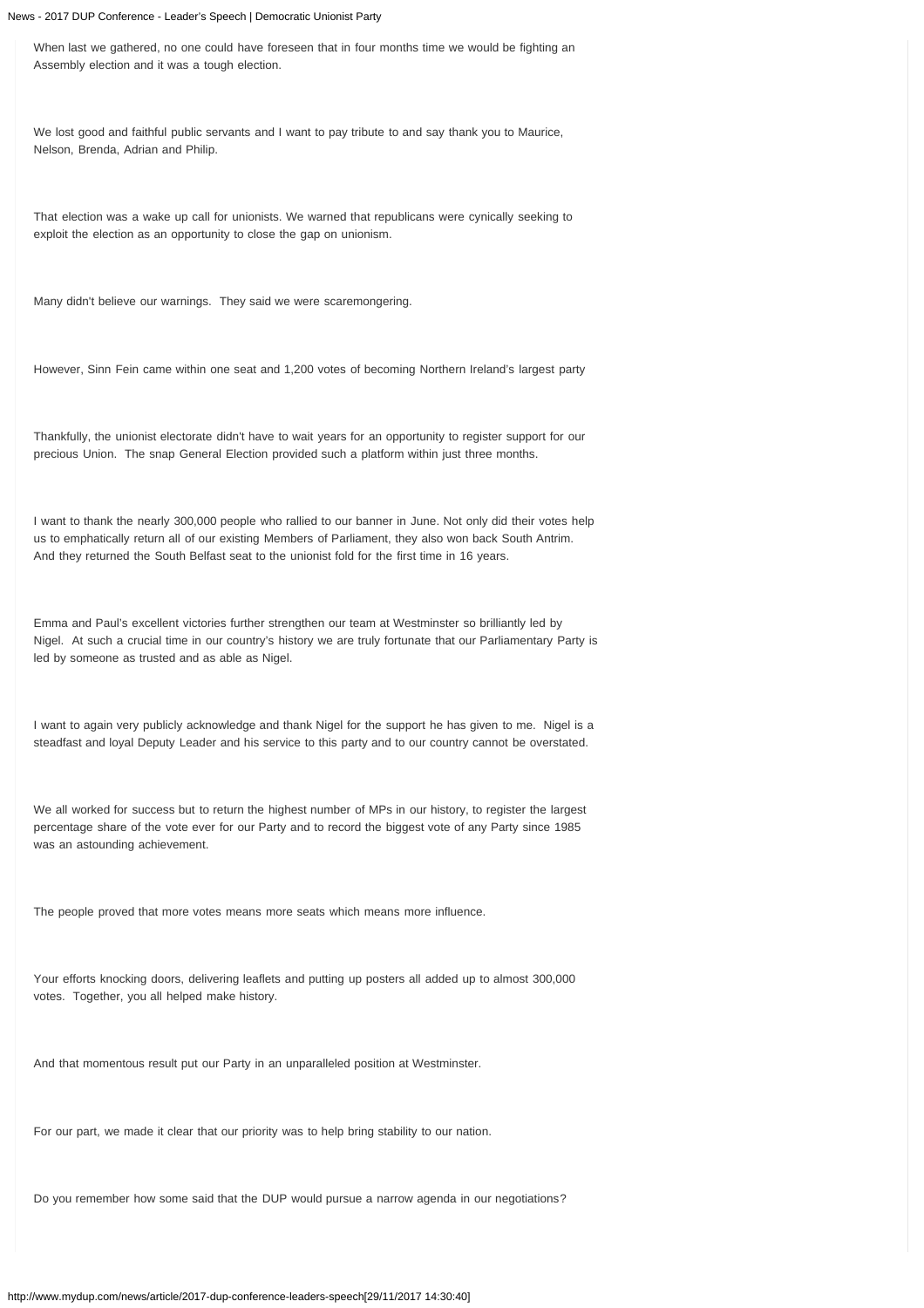When last we gathered, no one could have foreseen that in four months time we would be fighting an Assembly election and it was a tough election.

We lost good and faithful public servants and I want to pay tribute to and say thank you to Maurice, Nelson, Brenda, Adrian and Philip.

That election was a wake up call for unionists. We warned that republicans were cynically seeking to exploit the election as an opportunity to close the gap on unionism.

Many didn't believe our warnings. They said we were scaremongering.

However, Sinn Fein came within one seat and 1,200 votes of becoming Northern Ireland's largest party

Thankfully, the unionist electorate didn't have to wait years for an opportunity to register support for our precious Union. The snap General Election provided such a platform within just three months.

I want to thank the nearly 300,000 people who rallied to our banner in June. Not only did their votes help us to emphatically return all of our existing Members of Parliament, they also won back South Antrim. And they returned the South Belfast seat to the unionist fold for the first time in 16 years.

Emma and Paul's excellent victories further strengthen our team at Westminster so brilliantly led by Nigel. At such a crucial time in our country's history we are truly fortunate that our Parliamentary Party is led by someone as trusted and as able as Nigel.

I want to again very publicly acknowledge and thank Nigel for the support he has given to me. Nigel is a steadfast and loyal Deputy Leader and his service to this party and to our country cannot be overstated.

We all worked for success but to return the highest number of MPs in our history, to register the largest percentage share of the vote ever for our Party and to record the biggest vote of any Party since 1985 was an astounding achievement.

The people proved that more votes means more seats which means more influence.

Your efforts knocking doors, delivering leaflets and putting up posters all added up to almost 300,000 votes. Together, you all helped make history.

And that momentous result put our Party in an unparalleled position at Westminster.

For our part, we made it clear that our priority was to help bring stability to our nation.

Do you remember how some said that the DUP would pursue a narrow agenda in our negotiations?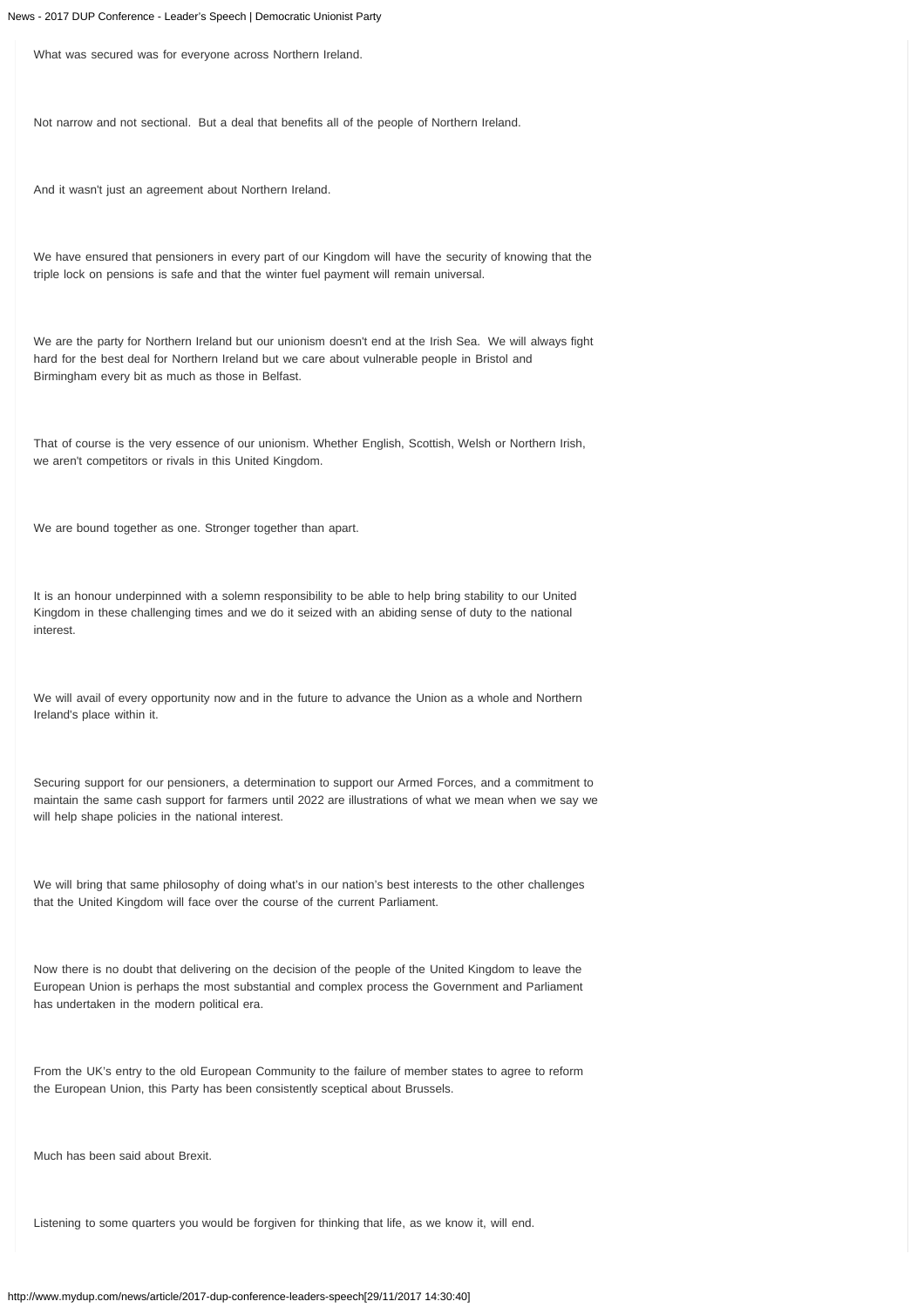What was secured was for everyone across Northern Ireland.

Not narrow and not sectional. But a deal that benefits all of the people of Northern Ireland.

And it wasn't just an agreement about Northern Ireland.

We have ensured that pensioners in every part of our Kingdom will have the security of knowing that the triple lock on pensions is safe and that the winter fuel payment will remain universal.

We are the party for Northern Ireland but our unionism doesn't end at the Irish Sea. We will always fight hard for the best deal for Northern Ireland but we care about vulnerable people in Bristol and Birmingham every bit as much as those in Belfast.

That of course is the very essence of our unionism. Whether English, Scottish, Welsh or Northern Irish, we aren't competitors or rivals in this United Kingdom.

We are bound together as one. Stronger together than apart.

It is an honour underpinned with a solemn responsibility to be able to help bring stability to our United Kingdom in these challenging times and we do it seized with an abiding sense of duty to the national interest.

We will avail of every opportunity now and in the future to advance the Union as a whole and Northern Ireland's place within it.

Securing support for our pensioners, a determination to support our Armed Forces, and a commitment to maintain the same cash support for farmers until 2022 are illustrations of what we mean when we say we will help shape policies in the national interest.

We will bring that same philosophy of doing what's in our nation's best interests to the other challenges that the United Kingdom will face over the course of the current Parliament.

Now there is no doubt that delivering on the decision of the people of the United Kingdom to leave the European Union is perhaps the most substantial and complex process the Government and Parliament has undertaken in the modern political era.

From the UK's entry to the old European Community to the failure of member states to agree to reform the European Union, this Party has been consistently sceptical about Brussels.

Much has been said about Brexit.

Listening to some quarters you would be forgiven for thinking that life, as we know it, will end.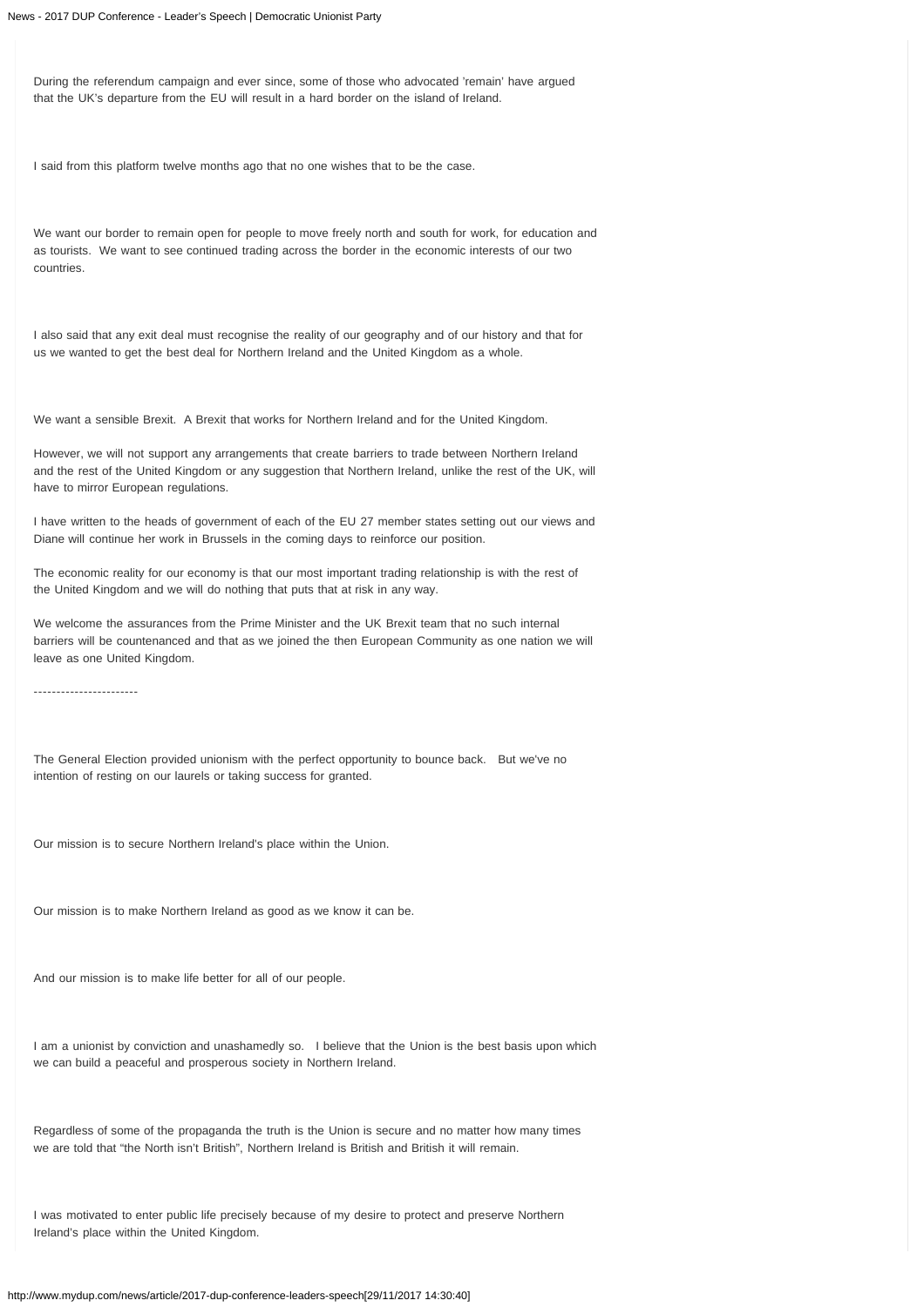During the referendum campaign and ever since, some of those who advocated 'remain' have argued that the UK's departure from the EU will result in a hard border on the island of Ireland.

I said from this platform twelve months ago that no one wishes that to be the case.

We want our border to remain open for people to move freely north and south for work, for education and as tourists. We want to see continued trading across the border in the economic interests of our two countries.

I also said that any exit deal must recognise the reality of our geography and of our history and that for us we wanted to get the best deal for Northern Ireland and the United Kingdom as a whole.

We want a sensible Brexit. A Brexit that works for Northern Ireland and for the United Kingdom.

However, we will not support any arrangements that create barriers to trade between Northern Ireland and the rest of the United Kingdom or any suggestion that Northern Ireland, unlike the rest of the UK, will have to mirror European regulations.

I have written to the heads of government of each of the EU 27 member states setting out our views and Diane will continue her work in Brussels in the coming days to reinforce our position.

The economic reality for our economy is that our most important trading relationship is with the rest of the United Kingdom and we will do nothing that puts that at risk in any way.

We welcome the assurances from the Prime Minister and the UK Brexit team that no such internal barriers will be countenanced and that as we joined the then European Community as one nation we will leave as one United Kingdom.

-----------------------

The General Election provided unionism with the perfect opportunity to bounce back. But we've no intention of resting on our laurels or taking success for granted.

Our mission is to secure Northern Ireland's place within the Union.

Our mission is to make Northern Ireland as good as we know it can be.

And our mission is to make life better for all of our people.

I am a unionist by conviction and unashamedly so. I believe that the Union is the best basis upon which we can build a peaceful and prosperous society in Northern Ireland.

Regardless of some of the propaganda the truth is the Union is secure and no matter how many times we are told that "the North isn't British", Northern Ireland is British and British it will remain.

I was motivated to enter public life precisely because of my desire to protect and preserve Northern Ireland's place within the United Kingdom.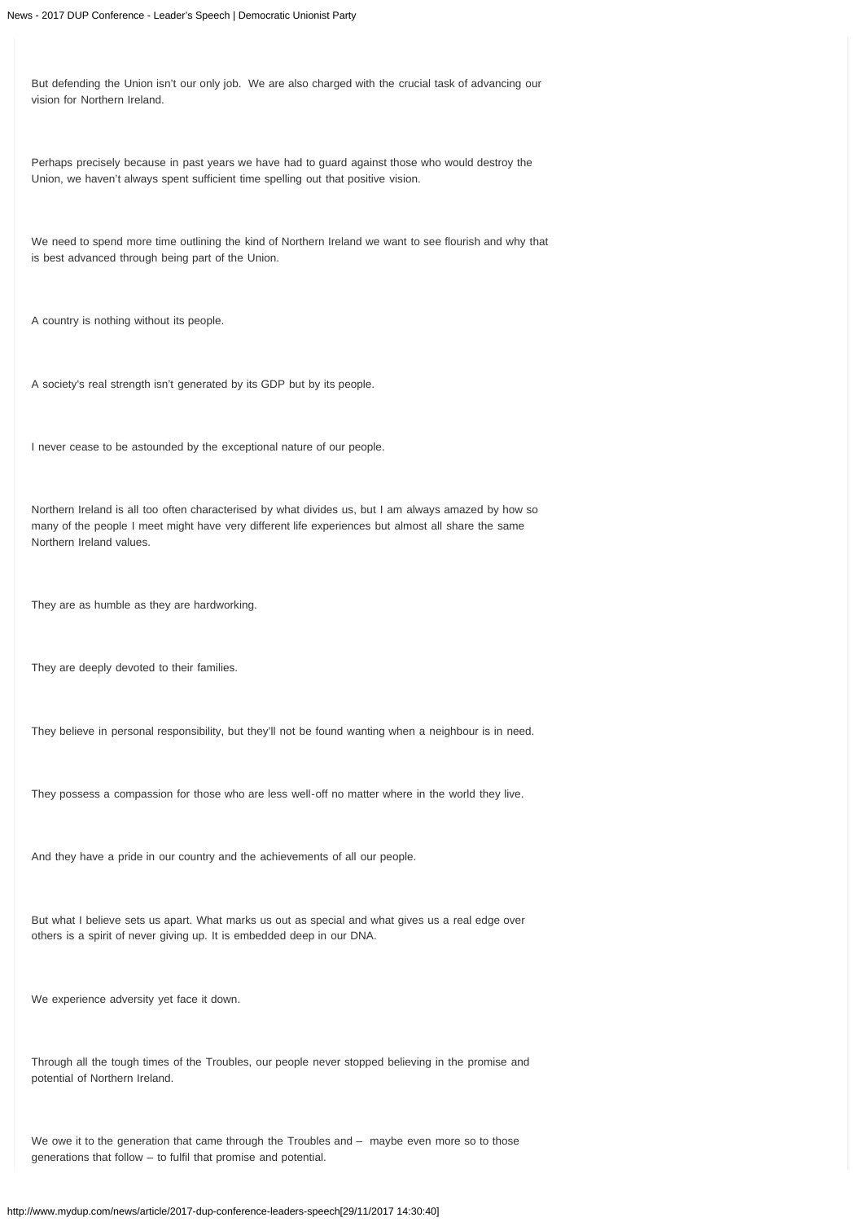But defending the Union isn't our only job. We are also charged with the crucial task of advancing our vision for Northern Ireland.

Perhaps precisely because in past years we have had to guard against those who would destroy the Union, we haven't always spent sufficient time spelling out that positive vision.

We need to spend more time outlining the kind of Northern Ireland we want to see flourish and why that is best advanced through being part of the Union.

A country is nothing without its people.

A society's real strength isn't generated by its GDP but by its people.

I never cease to be astounded by the exceptional nature of our people.

Northern Ireland is all too often characterised by what divides us, but I am always amazed by how so many of the people I meet might have very different life experiences but almost all share the same Northern Ireland values.

They are as humble as they are hardworking.

They are deeply devoted to their families.

They believe in personal responsibility, but they'll not be found wanting when a neighbour is in need.

They possess a compassion for those who are less well-off no matter where in the world they live.

And they have a pride in our country and the achievements of all our people.

But what I believe sets us apart. What marks us out as special and what gives us a real edge over others is a spirit of never giving up. It is embedded deep in our DNA.

We experience adversity yet face it down.

Through all the tough times of the Troubles, our people never stopped believing in the promise and potential of Northern Ireland.

We owe it to the generation that came through the Troubles and – maybe even more so to those generations that follow – to fulfil that promise and potential.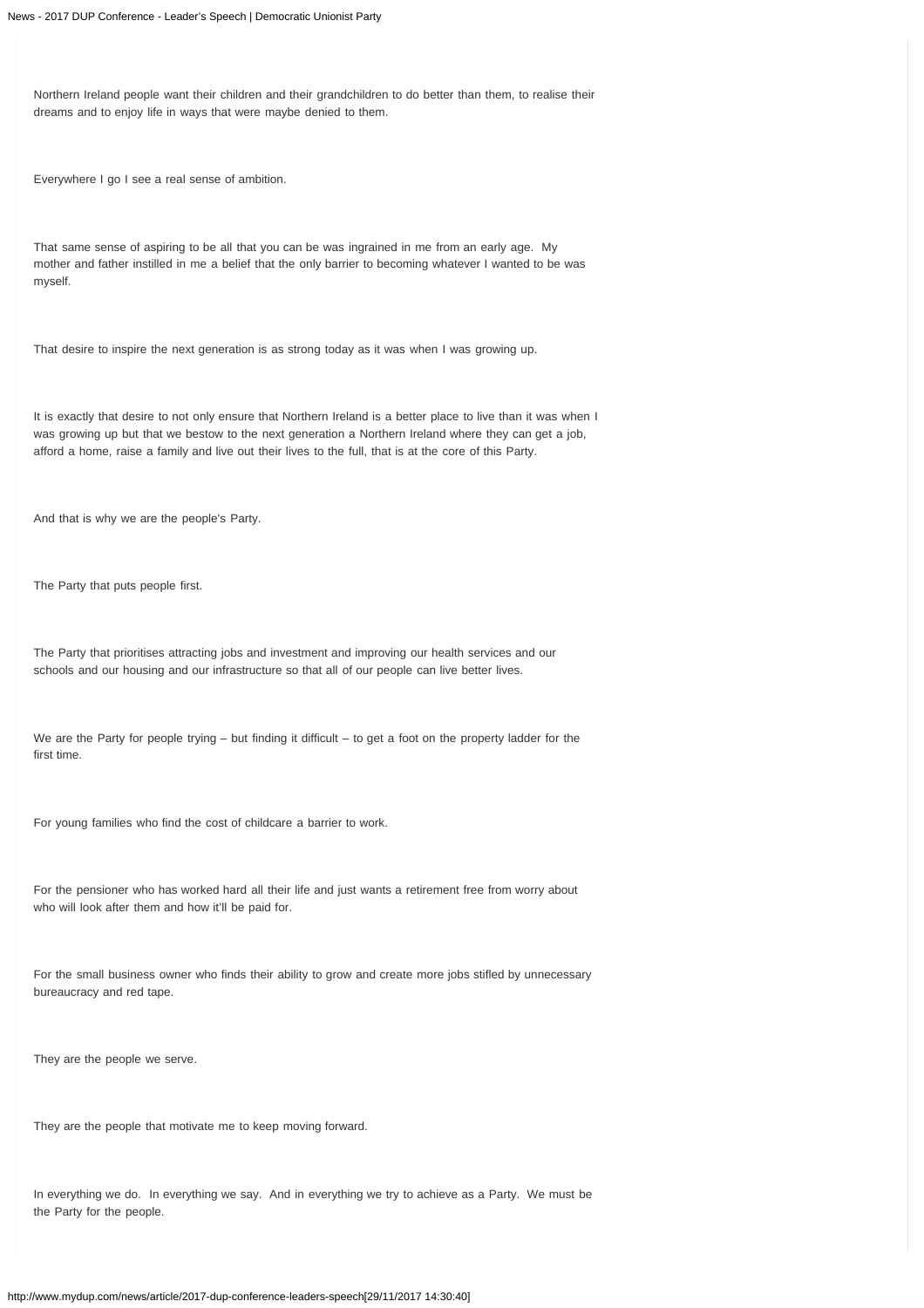Northern Ireland people want their children and their grandchildren to do better than them, to realise their dreams and to enjoy life in ways that were maybe denied to them.

Everywhere I go I see a real sense of ambition.

That same sense of aspiring to be all that you can be was ingrained in me from an early age. My mother and father instilled in me a belief that the only barrier to becoming whatever I wanted to be was myself.

That desire to inspire the next generation is as strong today as it was when I was growing up.

It is exactly that desire to not only ensure that Northern Ireland is a better place to live than it was when I was growing up but that we bestow to the next generation a Northern Ireland where they can get a job, afford a home, raise a family and live out their lives to the full, that is at the core of this Party.

And that is why we are the people's Party.

The Party that puts people first.

The Party that prioritises attracting jobs and investment and improving our health services and our schools and our housing and our infrastructure so that all of our people can live better lives.

We are the Party for people trying – but finding it difficult – to get a foot on the property ladder for the first time.

For young families who find the cost of childcare a barrier to work.

For the pensioner who has worked hard all their life and just wants a retirement free from worry about who will look after them and how it'll be paid for.

For the small business owner who finds their ability to grow and create more jobs stifled by unnecessary bureaucracy and red tape.

They are the people we serve.

They are the people that motivate me to keep moving forward.

In everything we do. In everything we say. And in everything we try to achieve as a Party. We must be the Party for the people.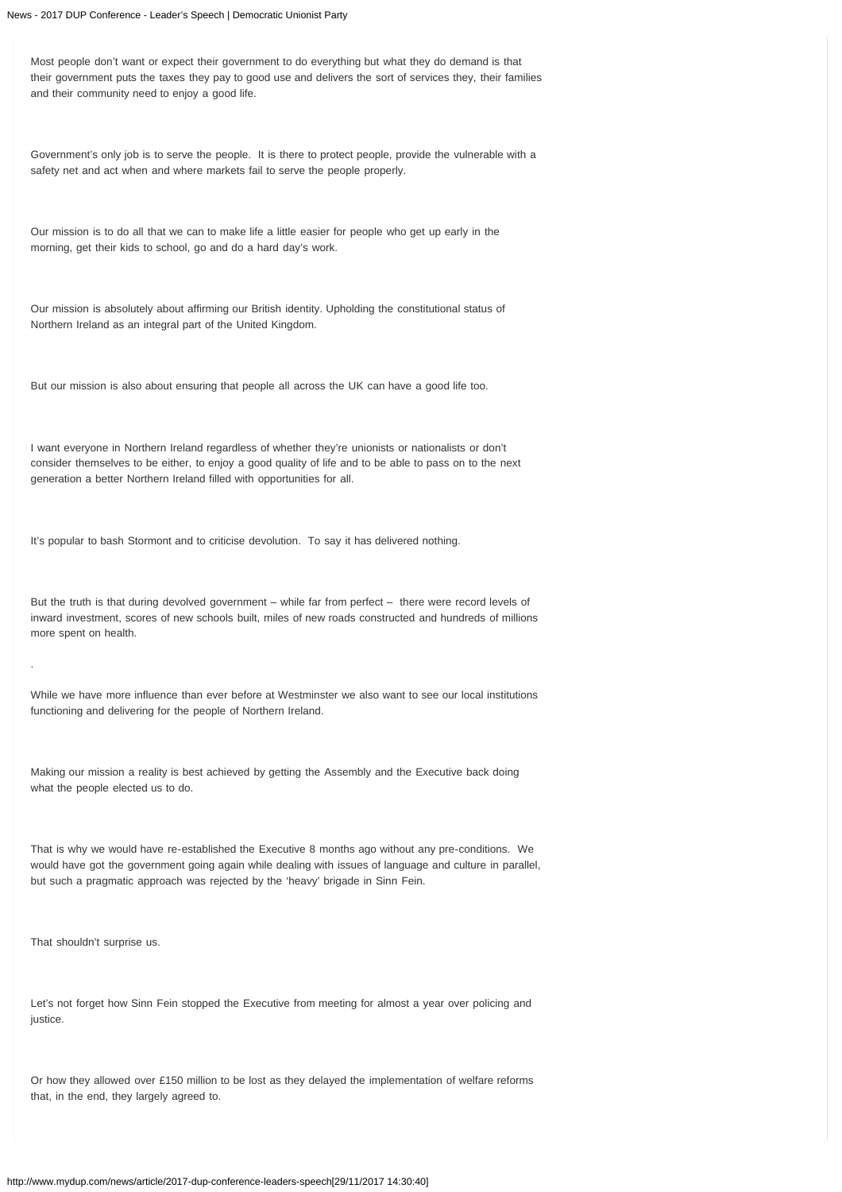Most people don't want or expect their government to do everything but what they do demand is that their government puts the taxes they pay to good use and delivers the sort of services they, their families and their community need to enjoy a good life.

Government's only job is to serve the people. It is there to protect people, provide the vulnerable with a safety net and act when and where markets fail to serve the people properly.

Our mission is to do all that we can to make life a little easier for people who get up early in the morning, get their kids to school, go and do a hard day's work.

Our mission is absolutely about affirming our British identity. Upholding the constitutional status of Northern Ireland as an integral part of the United Kingdom.

But our mission is also about ensuring that people all across the UK can have a good life too.

I want everyone in Northern Ireland regardless of whether they're unionists or nationalists or don't consider themselves to be either, to enjoy a good quality of life and to be able to pass on to the next generation a better Northern Ireland filled with opportunities for all.

It's popular to bash Stormont and to criticise devolution. To say it has delivered nothing.

But the truth is that during devolved government – while far from perfect – there were record levels of inward investment, scores of new schools built, miles of new roads constructed and hundreds of millions more spent on health.

.

While we have more influence than ever before at Westminster we also want to see our local institutions functioning and delivering for the people of Northern Ireland.

Making our mission a reality is best achieved by getting the Assembly and the Executive back doing what the people elected us to do.

That is why we would have re-established the Executive 8 months ago without any pre-conditions. We would have got the government going again while dealing with issues of language and culture in parallel, but such a pragmatic approach was rejected by the 'heavy' brigade in Sinn Fein.

That shouldn't surprise us.

Let's not forget how Sinn Fein stopped the Executive from meeting for almost a year over policing and justice.

Or how they allowed over £150 million to be lost as they delayed the implementation of welfare reforms that, in the end, they largely agreed to.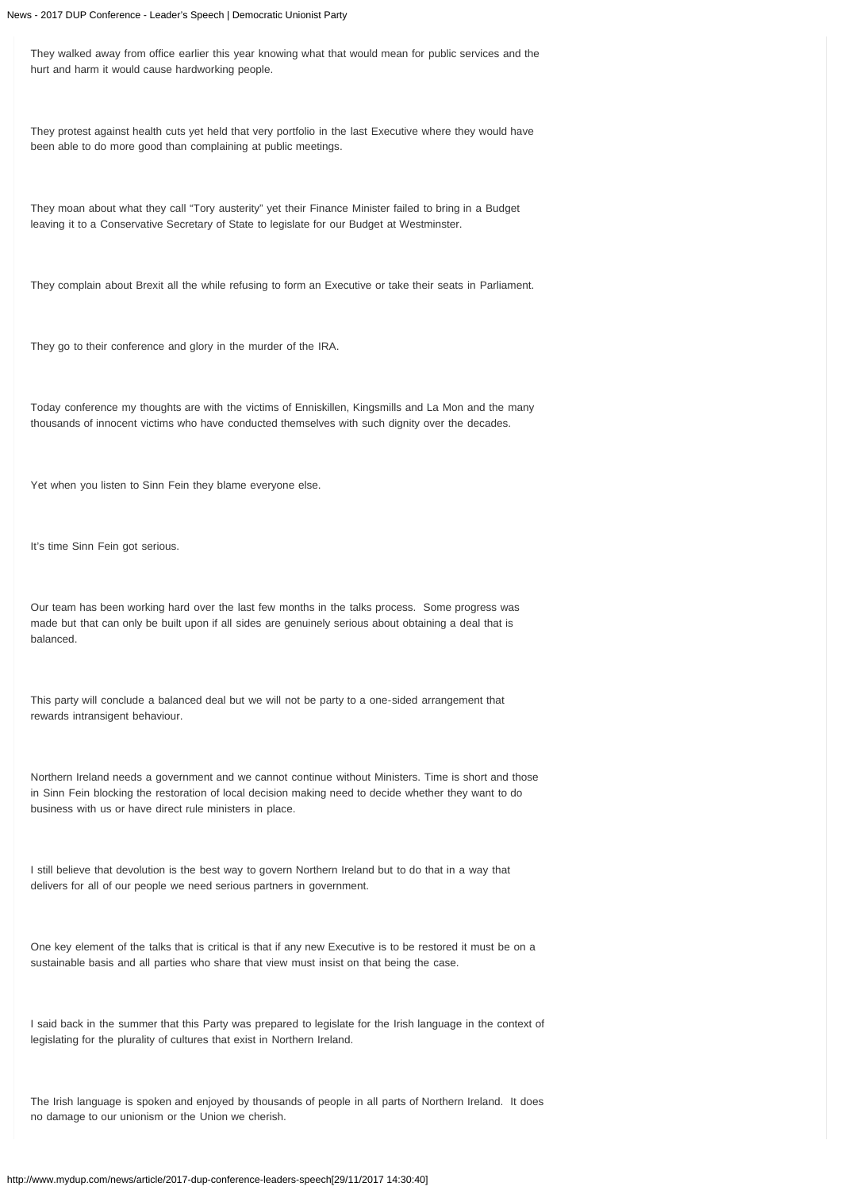They walked away from office earlier this year knowing what that would mean for public services and the hurt and harm it would cause hardworking people.

They protest against health cuts yet held that very portfolio in the last Executive where they would have been able to do more good than complaining at public meetings.

They moan about what they call “Tory austerity” yet their Finance Minister failed to bring in a Budget leaving it to a Conservative Secretary of State to legislate for our Budget at Westminster.

They complain about Brexit all the while refusing to form an Executive or take their seats in Parliament.

They go to their conference and glory in the murder of the IRA.

Today conference my thoughts are with the victims of Enniskillen, Kingsmills and La Mon and the many thousands of innocent victims who have conducted themselves with such dignity over the decades.

Yet when you listen to Sinn Fein they blame everyone else.

It’s time Sinn Fein got serious.

Our team has been working hard over the last few months in the talks process. Some progress was made but that can only be built upon if all sides are genuinely serious about obtaining a deal that is balanced.

This party will conclude a balanced deal but we will not be party to a one-sided arrangement that rewards intransigent behaviour.

Northern Ireland needs a government and we cannot continue without Ministers. Time is short and those in Sinn Fein blocking the restoration of local decision making need to decide whether they want to do business with us or have direct rule ministers in place.

I still believe that devolution is the best way to govern Northern Ireland but to do that in a way that delivers for all of our people we need serious partners in government.

One key element of the talks that is critical is that if any new Executive is to be restored it must be on a sustainable basis and all parties who share that view must insist on that being the case.

I said back in the summer that this Party was prepared to legislate for the Irish language in the context of legislating for the plurality of cultures that exist in Northern Ireland.

The Irish language is spoken and enjoyed by thousands of people in all parts of Northern Ireland. It does no damage to our unionism or the Union we cherish.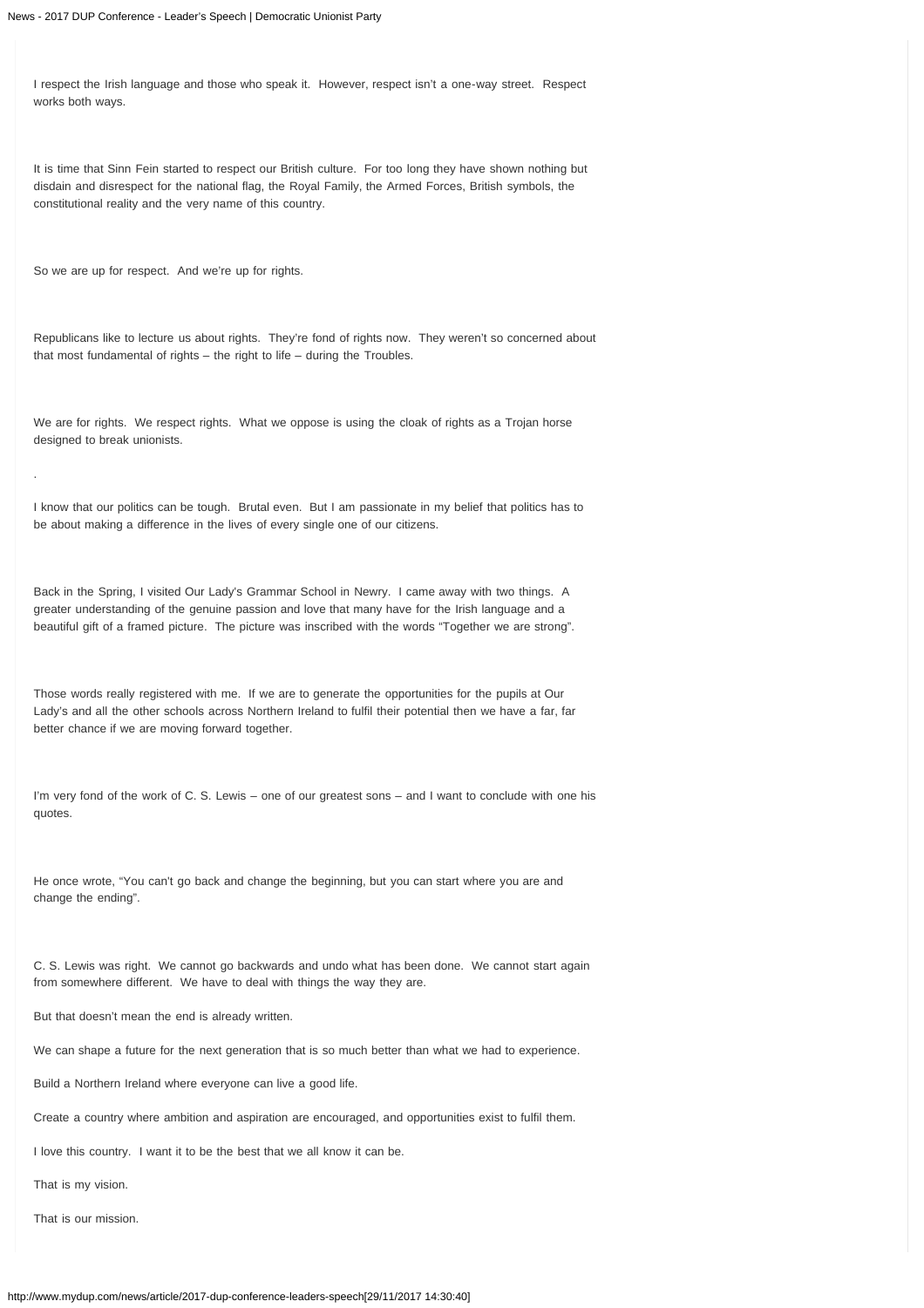I respect the Irish language and those who speak it. However, respect isn't a one-way street. Respect works both ways.

It is time that Sinn Fein started to respect our British culture. For too long they have shown nothing but disdain and disrespect for the national flag, the Royal Family, the Armed Forces, British symbols, the constitutional reality and the very name of this country.

So we are up for respect. And we're up for rights.

Republicans like to lecture us about rights. They're fond of rights now. They weren't so concerned about that most fundamental of rights – the right to life – during the Troubles.

We are for rights. We respect rights. What we oppose is using the cloak of rights as a Trojan horse designed to break unionists.

.

I know that our politics can be tough. Brutal even. But I am passionate in my belief that politics has to be about making a difference in the lives of every single one of our citizens.

Back in the Spring, I visited Our Lady's Grammar School in Newry. I came away with two things. A greater understanding of the genuine passion and love that many have for the Irish language and a beautiful gift of a framed picture. The picture was inscribed with the words "Together we are strong".

Those words really registered with me. If we are to generate the opportunities for the pupils at Our Lady's and all the other schools across Northern Ireland to fulfil their potential then we have a far, far better chance if we are moving forward together.

I'm very fond of the work of C. S. Lewis – one of our greatest sons – and I want to conclude with one his quotes.

He once wrote, "You can't go back and change the beginning, but you can start where you are and change the ending".

C. S. Lewis was right. We cannot go backwards and undo what has been done. We cannot start again from somewhere different. We have to deal with things the way they are.

But that doesn't mean the end is already written.

We can shape a future for the next generation that is so much better than what we had to experience.

Build a Northern Ireland where everyone can live a good life.

Create a country where ambition and aspiration are encouraged, and opportunities exist to fulfil them.

I love this country. I want it to be the best that we all know it can be.

That is my vision.

That is our mission.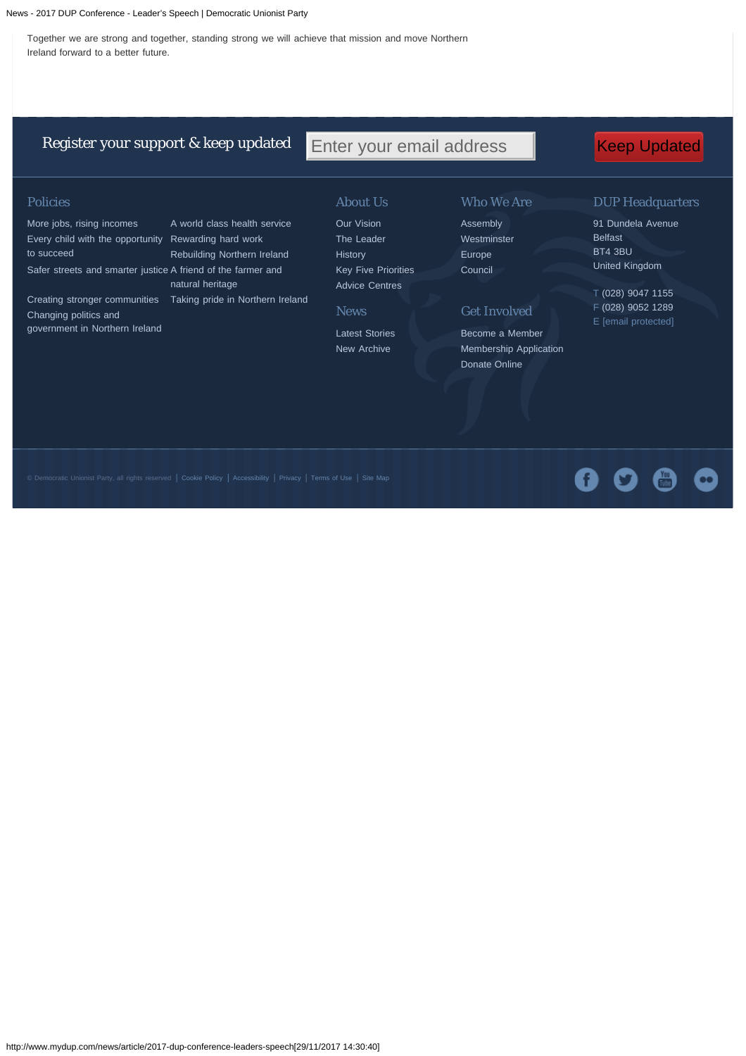Together we are strong and together, standing strong we will achieve that mission and move Northern Ireland forward to a better future.

Register your support & keep updated

Enter your email address

Keep Updated

## Policies

- More jobs, rising incomes
- Every child with the opportunity to succeed
- Safer streets and smarter justice
- Creating stronger communities
- Changing politics and government in Northern Ireland
- A world class health service
- Rewarding hard work
- Rebuilding Northern Ireland
- A friend of the farmer and natural heritage
- Taking pride in Northern Ireland

## About Us

- Our Vision
- The Leader
- History
- Key Five Priorities
- Advice Centres

## News

- Latest Stories
- New Archive

## Who We Are

- Assembly
- Westminster
- Europe
- Council

## Get Involved

- Become a Member
- Membership Application
- Donate Online

## DUP Headquarters

91 Dundela Avenue
Belfast
BT4 3BU
United Kingdom

T (028) 9047 1155
F (028) 9052 1289
E [email protected]

© Democratic Unionist Party, all rights reserved | Cookie Policy | Accessibility | Privacy | Terms of Use | Site Map